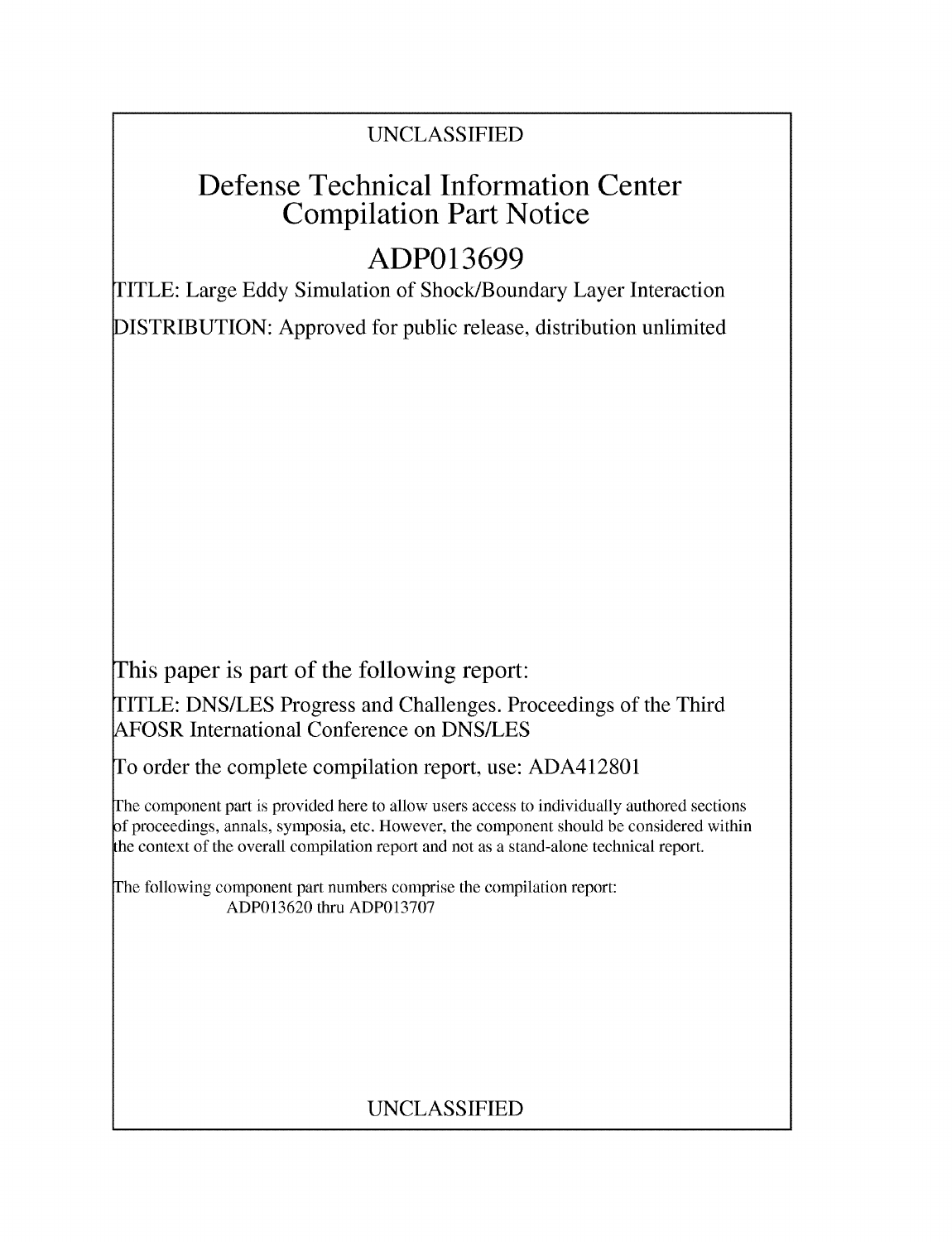UNCLASSIFIED

# Defense Technical Information Center Compilation Part Notice

# ADP013699

TITLE: Large Eddy Simulation of Shock/Boundary Layer Interaction

DISTRIBUTION: Approved for public release, distribution unlimited

This paper is part of the following report:

TITLE: DNS/LES Progress and Challenges. Proceedings of the Third AFOSR International Conference on DNS/LES

To order the complete compilation report, use: ADA412801

The component part is provided here to allow users access to individually authored sections of proceedings, annals, symposia, etc. However, the component should be considered within the context of the overall compilation report and not as a stand-alone technical report.

The following component part numbers comprise the compilation report:
ADP013620 thru ADP013707

UNCLASSIFIED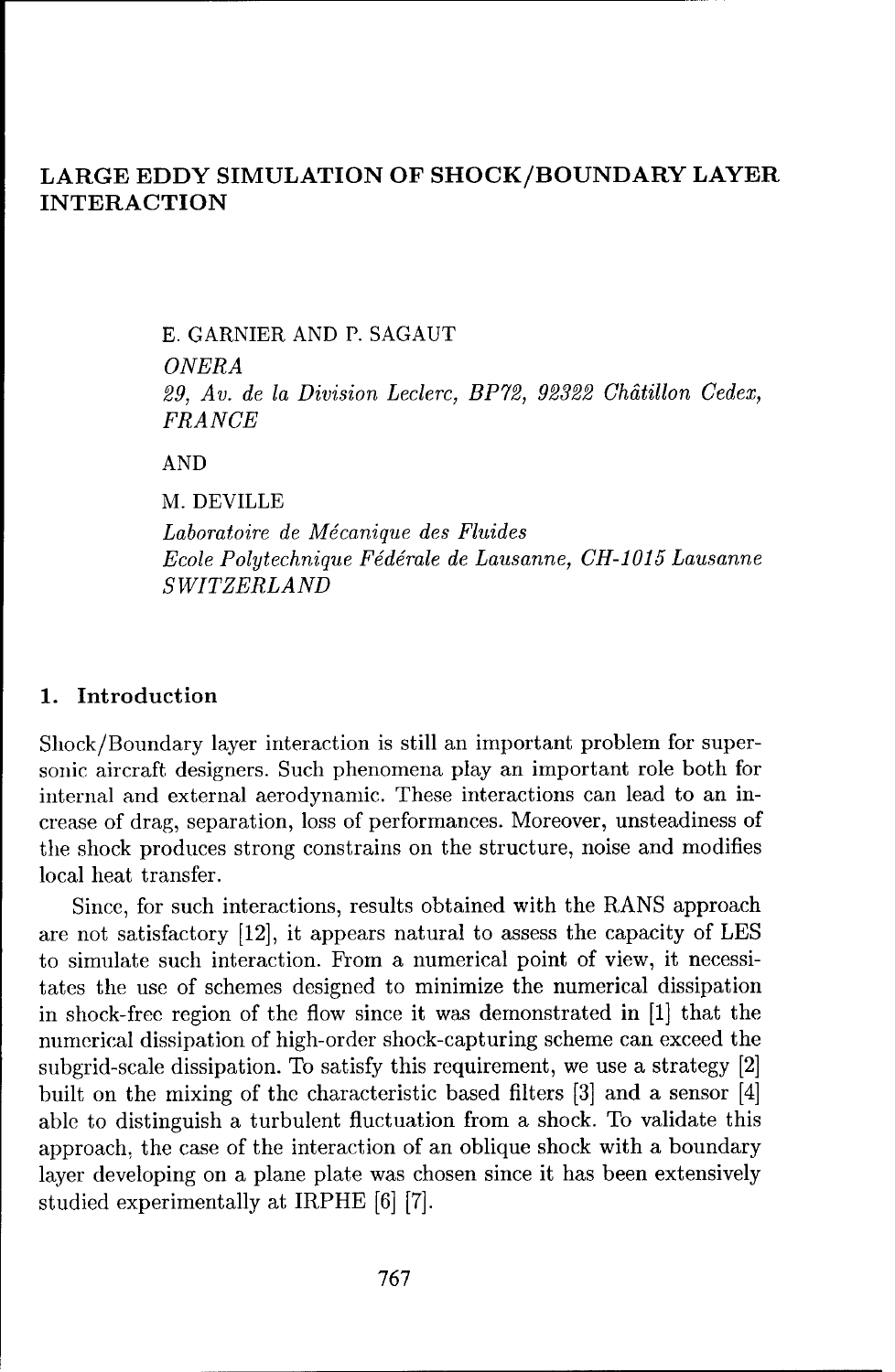# LARGE EDDY SIMULATION OF SHOCK/BOUNDARY LAYER INTERACTION

E. GARNIER AND P. SAGAUT

*ONERA*

*29, Av. de la Division Leclerc, BP72, 92322 Châtillon Cedex, FRANCE*

AND

M. DEVILLE

*Laboratoire de Mécanique des Fluides*
*Ecole Polytechnique Fédérale de Lausanne, CH-1015 Lausanne*
*SWITZERLAND*

## 1. Introduction

Shock/Boundary layer interaction is still an important problem for supersonic aircraft designers. Such phenomena play an important role both for internal and external aerodynamic. These interactions can lead to an increase of drag, separation, loss of performances. Moreover, unsteadiness of the shock produces strong constrains on the structure, noise and modifies local heat transfer.

Since, for such interactions, results obtained with the RANS approach are not satisfactory [12], it appears natural to assess the capacity of LES to simulate such interaction. From a numerical point of view, it necessitates the use of schemes designed to minimize the numerical dissipation in shock-free region of the flow since it was demonstrated in [1] that the numerical dissipation of high-order shock-capturing scheme can exceed the subgrid-scale dissipation. To satisfy this requirement, we use a strategy [2] built on the mixing of the characteristic based filters [3] and a sensor [4] able to distinguish a turbulent fluctuation from a shock. To validate this approach, the case of the interaction of an oblique shock with a boundary layer developing on a plane plate was chosen since it has been extensively studied experimentally at IRPHE [6] [7].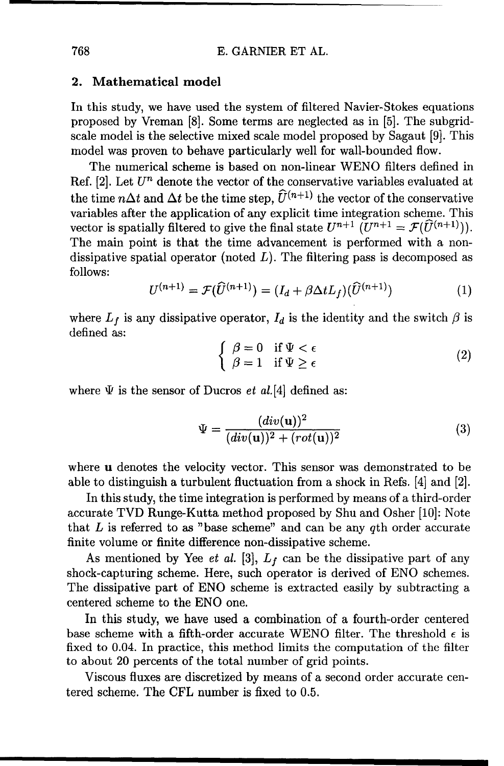## 2. Mathematical model

In this study, we have used the system of filtered Navier-Stokes equations proposed by Vreman [8]. Some terms are neglected as in [5]. The subgrid-scale model is the selective mixed scale model proposed by Sagaut [9]. This model was proven to behave particularly well for wall-bounded flow.

The numerical scheme is based on non-linear WENO filters defined in Ref. [2]. Let $U^n$ denote the vector of the conservative variables evaluated at the time $n\Delta t$ and $\Delta t$ be the time step, $\widehat{U}^{(n+1)}$ the vector of the conservative variables after the application of any explicit time integration scheme. This vector is spatially filtered to give the final state $U^{n+1}$ ($U^{n+1} = \mathcal{F}(\widehat{U}^{(n+1)})$). The main point is that the time advancement is performed with a non-dissipative spatial operator (noted $L$). The filtering pass is decomposed as follows:

$$U^{(n+1)} = \mathcal{F}(\widehat{U}^{(n+1)}) = (I_d + \beta \Delta t L_f)(\widehat{U}^{(n+1)}) \tag{1}$$

where $L_f$ is any dissipative operator, $I_d$ is the identity and the switch $\beta$ is defined as:

$$\begin{cases} \beta = 0 & \text{if } \Psi < \epsilon \\ \beta = 1 & \text{if } \Psi \geq \epsilon \end{cases} \tag{2}$$

where $\Psi$ is the sensor of Ducros *et al.*[4] defined as:

$$\Psi = \frac{(div(\mathbf{u}))^2}{(div(\mathbf{u}))^2 + (rot(\mathbf{u}))^2} \tag{3}$$

where $\mathbf{u}$ denotes the velocity vector. This sensor was demonstrated to be able to distinguish a turbulent fluctuation from a shock in Refs. [4] and [2].

In this study, the time integration is performed by means of a third-order accurate TVD Runge-Kutta method proposed by Shu and Osher [10]: Note that $L$ is referred to as "base scheme" and can be any $q$th order accurate finite volume or finite difference non-dissipative scheme.

As mentioned by Yee *et al.* [3], $L_f$ can be the dissipative part of any shock-capturing scheme. Here, such operator is derived of ENO schemes. The dissipative part of ENO scheme is extracted easily by subtracting a centered scheme to the ENO one.

In this study, we have used a combination of a fourth-order centered base scheme with a fifth-order accurate WENO filter. The threshold $\epsilon$ is fixed to 0.04. In practice, this method limits the computation of the filter to about 20 percents of the total number of grid points.

Viscous fluxes are discretized by means of a second order accurate centered scheme. The CFL number is fixed to 0.5.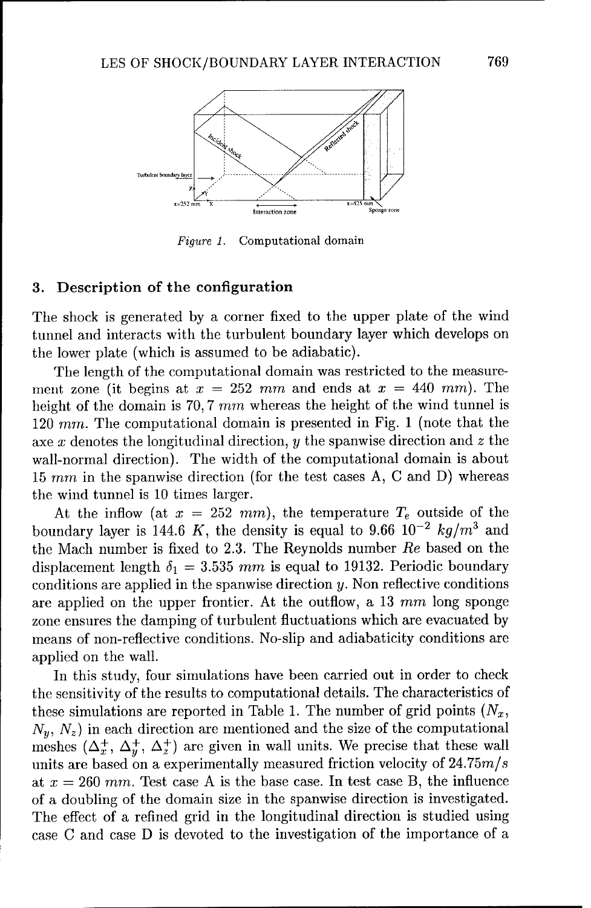Figure 1. Computational domain

## 3. Description of the configuration

The shock is generated by a corner fixed to the upper plate of the wind tunnel and interacts with the turbulent boundary layer which develops on the lower plate (which is assumed to be adiabatic).

The length of the computational domain was restricted to the measurement zone (it begins at $x = 252$ $mm$ and ends at $x = 440$ $mm$). The height of the domain is 70,7 $mm$ whereas the height of the wind tunnel is 120 $mm$. The computational domain is presented in Fig. 1 (note that the axe $x$ denotes the longitudinal direction, $y$ the spanwise direction and $z$ the wall-normal direction). The width of the computational domain is about 15 $mm$ in the spanwise direction (for the test cases A, C and D) whereas the wind tunnel is 10 times larger.

At the inflow (at $x = 252$ $mm$), the temperature $T_e$ outside of the boundary layer is 144.6 $K$, the density is equal to $9.66\ 10^{-2}$ $kg/m^3$ and the Mach number is fixed to 2.3. The Reynolds number $Re$ based on the displacement length $\delta_1 = 3.535$ $mm$ is equal to 19132. Periodic boundary conditions are applied in the spanwise direction $y$. Non reflective conditions are applied on the upper frontier. At the outflow, a 13 $mm$ long sponge zone ensures the damping of turbulent fluctuations which are evacuated by means of non-reflective conditions. No-slip and adiabaticity conditions are applied on the wall.

In this study, four simulations have been carried out in order to check the sensitivity of the results to computational details. The characteristics of these simulations are reported in Table 1. The number of grid points ($N_x$, $N_y$, $N_z$) in each direction are mentioned and the size of the computational meshes ($\Delta_x^+$, $\Delta_y^+$, $\Delta_z^+$) are given in wall units. We precise that these wall units are based on a experimentally measured friction velocity of $24.75 m/s$ at $x = 260$ $mm$. Test case A is the base case. In test case B, the influence of a doubling of the domain size in the spanwise direction is investigated. The effect of a refined grid in the longitudinal direction is studied using case C and case D is devoted to the investigation of the importance of a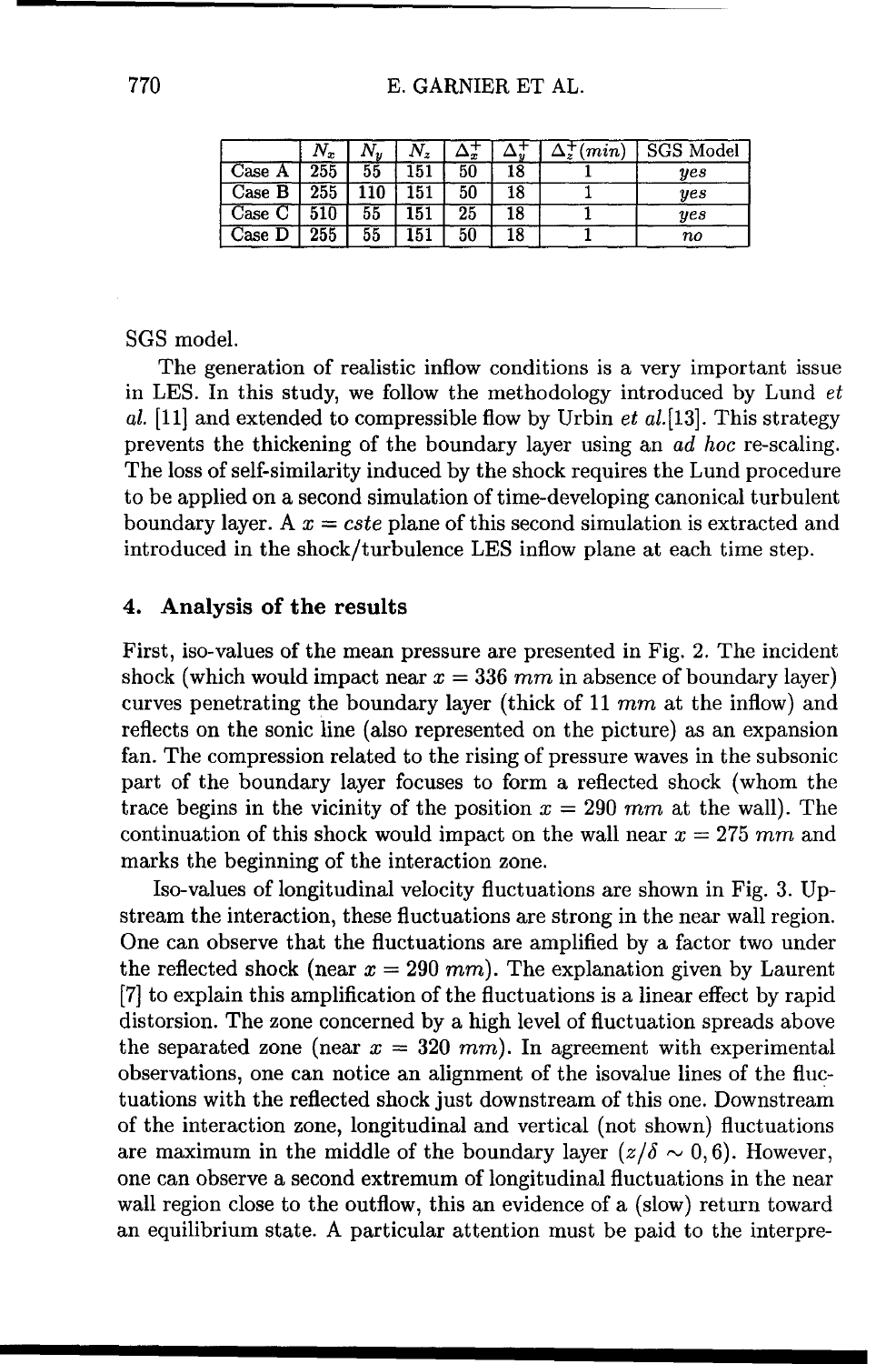| | $N_x$ | $N_y$ | $N_z$ | $\Delta_x^+$ | $\Delta_y^+$ | $\Delta_z^+(min)$ | SGS Model |
|---|---|---|---|---|---|---|---|
| Case A | 255 | 55 | 151 | 50 | 18 | 1 | *yes* |
| Case B | 255 | 110 | 151 | 50 | 18 | 1 | *yes* |
| Case C | 510 | 55 | 151 | 25 | 18 | 1 | *yes* |
| Case D | 255 | 55 | 151 | 50 | 18 | 1 | *no* |

SGS model.

The generation of realistic inflow conditions is a very important issue in LES. In this study, we follow the methodology introduced by Lund *et al.* [11] and extended to compressible flow by Urbin *et al.*[13]. This strategy prevents the thickening of the boundary layer using an *ad hoc* re-scaling. The loss of self-similarity induced by the shock requires the Lund procedure to be applied on a second simulation of time-developing canonical turbulent boundary layer. A $x = cste$ plane of this second simulation is extracted and introduced in the shock/turbulence LES inflow plane at each time step.

## 4. Analysis of the results

First, iso-values of the mean pressure are presented in Fig. 2. The incident shock (which would impact near $x = 336\ mm$ in absence of boundary layer) curves penetrating the boundary layer (thick of 11 $mm$ at the inflow) and reflects on the sonic line (also represented on the picture) as an expansion fan. The compression related to the rising of pressure waves in the subsonic part of the boundary layer focuses to form a reflected shock (whom the trace begins in the vicinity of the position $x = 290\ mm$ at the wall). The continuation of this shock would impact on the wall near $x = 275\ mm$ and marks the beginning of the interaction zone.

Iso-values of longitudinal velocity fluctuations are shown in Fig. 3. Upstream the interaction, these fluctuations are strong in the near wall region. One can observe that the fluctuations are amplified by a factor two under the reflected shock (near $x = 290\ mm$). The explanation given by Laurent [7] to explain this amplification of the fluctuations is a linear effect by rapid distorsion. The zone concerned by a high level of fluctuation spreads above the separated zone (near $x = 320\ mm$). In agreement with experimental observations, one can notice an alignment of the isovalue lines of the fluctuations with the reflected shock just downstream of this one. Downstream of the interaction zone, longitudinal and vertical (not shown) fluctuations are maximum in the middle of the boundary layer ($z/\delta \sim 0,6$). However, one can observe a second extremum of longitudinal fluctuations in the near wall region close to the outflow, this an evidence of a (slow) return toward an equilibrium state. A particular attention must be paid to the interpre-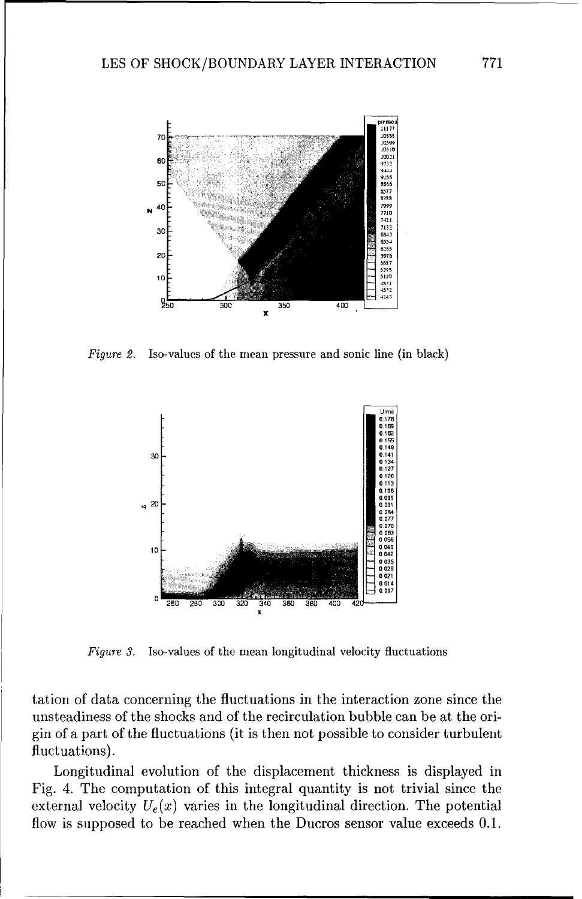Figure 2. Iso-values of the mean pressure and sonic line (in black)

Figure 3. Iso-values of the mean longitudinal velocity fluctuations

tation of data concerning the fluctuations in the interaction zone since the unsteadiness of the shocks and of the recirculation bubble can be at the origin of a part of the fluctuations (it is then not possible to consider turbulent fluctuations).

Longitudinal evolution of the displacement thickness is displayed in Fig. 4. The computation of this integral quantity is not trivial since the external velocity $U_e(x)$ varies in the longitudinal direction. The potential flow is supposed to be reached when the Ducros sensor value exceeds 0.1.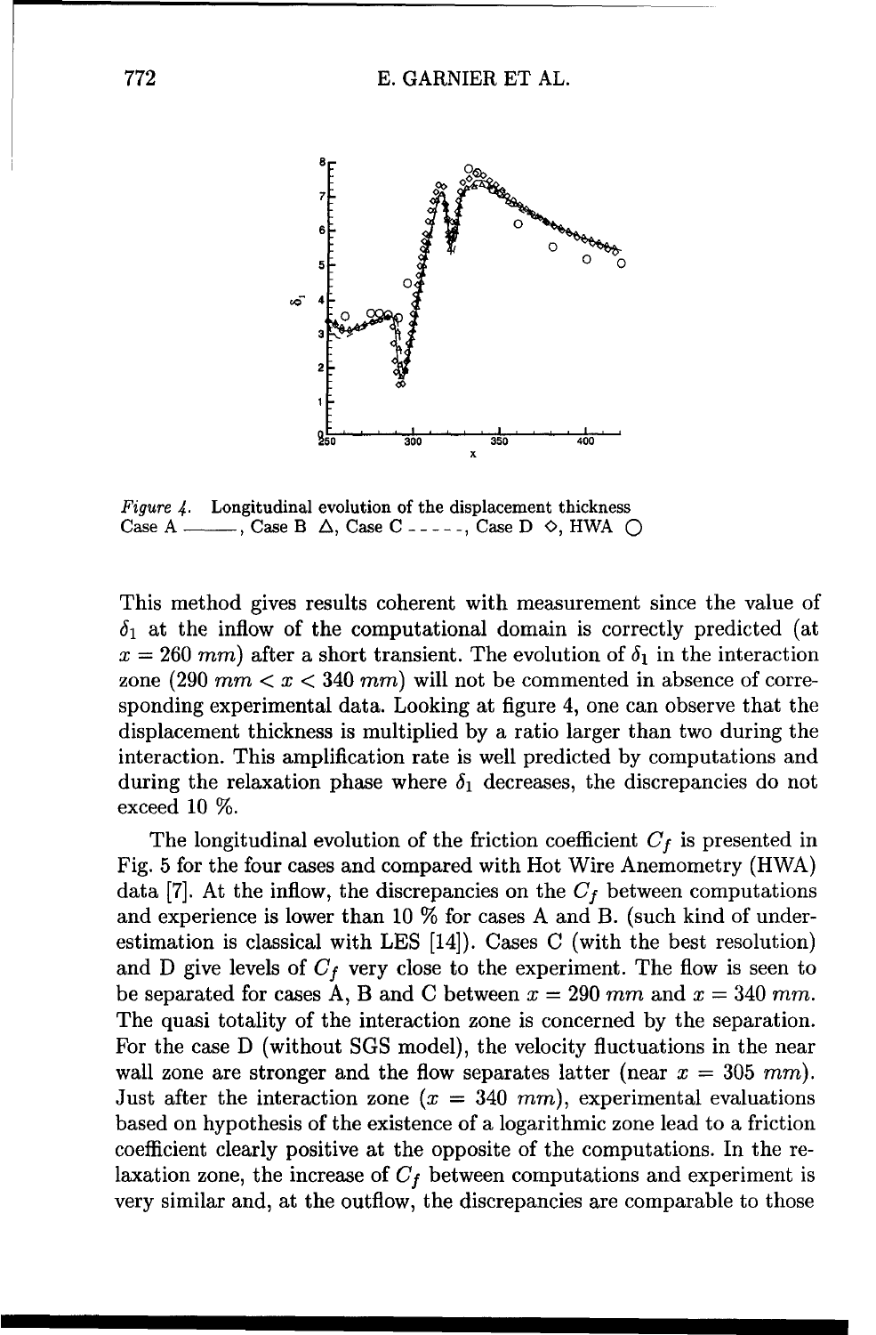*Figure 4.* Longitudinal evolution of the displacement thickness
Case A ———, Case B △, Case C - - - - -, Case D ◇, HWA ○

This method gives results coherent with measurement since the value of $\delta_1$ at the inflow of the computational domain is correctly predicted (at $x = 260\ mm$) after a short transient. The evolution of $\delta_1$ in the interaction zone ($290\ mm < x < 340\ mm$) will not be commented in absence of corresponding experimental data. Looking at figure 4, one can observe that the displacement thickness is multiplied by a ratio larger than two during the interaction. This amplification rate is well predicted by computations and during the relaxation phase where $\delta_1$ decreases, the discrepancies do not exceed 10 %.

The longitudinal evolution of the friction coefficient $C_f$ is presented in Fig. 5 for the four cases and compared with Hot Wire Anemometry (HWA) data [7]. At the inflow, the discrepancies on the $C_f$ between computations and experience is lower than 10 % for cases A and B. (such kind of underestimation is classical with LES [14]). Cases C (with the best resolution) and D give levels of $C_f$ very close to the experiment. The flow is seen to be separated for cases A, B and C between $x = 290\ mm$ and $x = 340\ mm$. The quasi totality of the interaction zone is concerned by the separation. For the case D (without SGS model), the velocity fluctuations in the near wall zone are stronger and the flow separates latter (near $x = 305\ mm$). Just after the interaction zone ($x = 340\ mm$), experimental evaluations based on hypothesis of the existence of a logarithmic zone lead to a friction coefficient clearly positive at the opposite of the computations. In the relaxation zone, the increase of $C_f$ between computations and experiment is very similar and, at the outflow, the discrepancies are comparable to those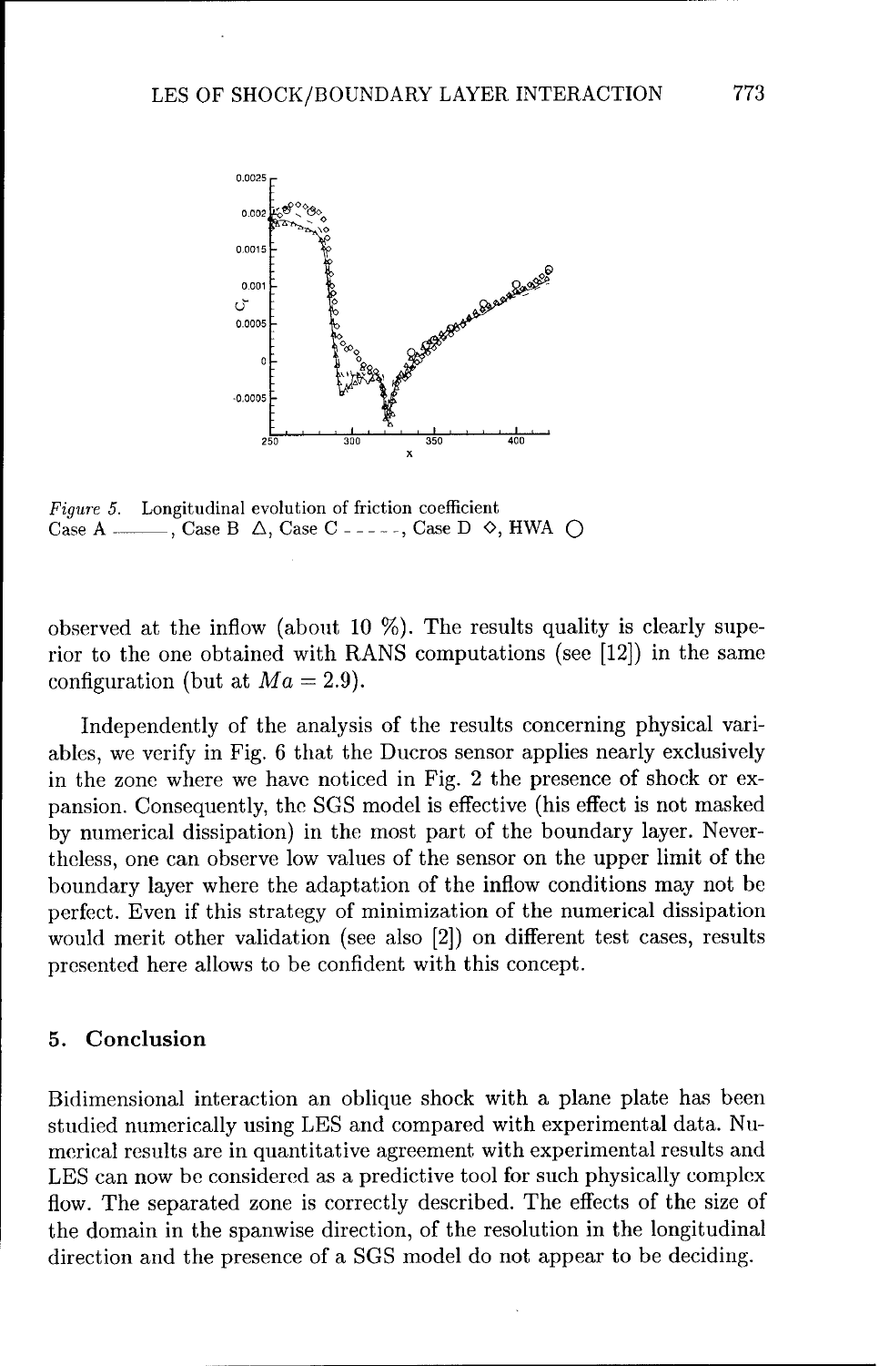*Figure 5.* Longitudinal evolution of friction coefficient
Case A ———, Case B △, Case C - - - - -, Case D ◇, HWA ○

observed at the inflow (about 10 %). The results quality is clearly superior to the one obtained with RANS computations (see [12]) in the same configuration (but at $Ma = 2.9$).

Independently of the analysis of the results concerning physical variables, we verify in Fig. 6 that the Ducros sensor applies nearly exclusively in the zone where we have noticed in Fig. 2 the presence of shock or expansion. Consequently, the SGS model is effective (his effect is not masked by numerical dissipation) in the most part of the boundary layer. Nevertheless, one can observe low values of the sensor on the upper limit of the boundary layer where the adaptation of the inflow conditions may not be perfect. Even if this strategy of minimization of the numerical dissipation would merit other validation (see also [2]) on different test cases, results presented here allows to be confident with this concept.

## 5. Conclusion

Bidimensional interaction an oblique shock with a plane plate has been studied numerically using LES and compared with experimental data. Numerical results are in quantitative agreement with experimental results and LES can now be considered as a predictive tool for such physically complex flow. The separated zone is correctly described. The effects of the size of the domain in the spanwise direction, of the resolution in the longitudinal direction and the presence of a SGS model do not appear to be deciding.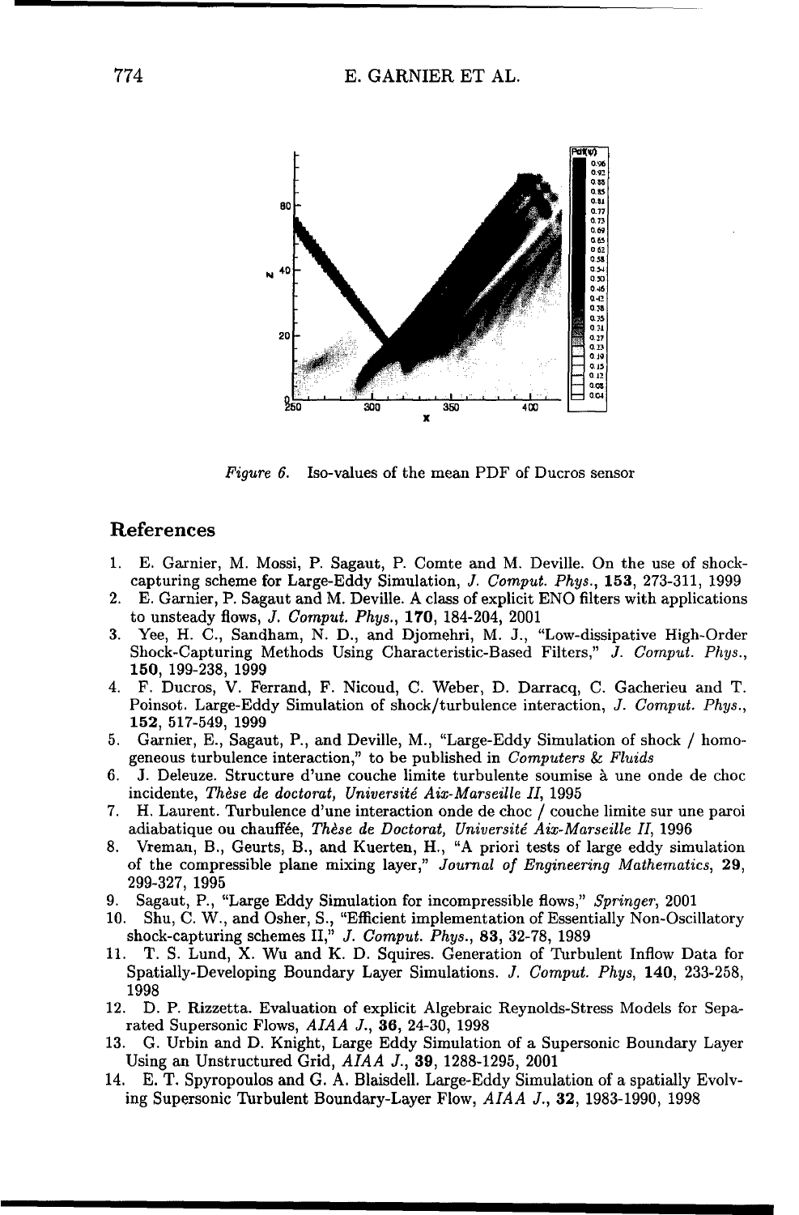Pdf(v)
0.96
0.92
0.88
0.85
0.81
0.77
0.73
0.69
0.65
0.62
0.58
0.54
0.50
0.46
0.42
0.38
0.35
0.31
0.27
0.23
0.19
0.15
0.12
0.08
0.04

z
0
20
40
80

x
250
300
350
400

*Figure 6.* Iso-values of the mean PDF of Ducros sensor

## References

1. E. Garnier, M. Mossi, P. Sagaut, P. Comte and M. Deville. On the use of shock-capturing scheme for Large-Eddy Simulation, *J. Comput. Phys.*, **153**, 273-311, 1999
2. E. Garnier, P. Sagaut and M. Deville. A class of explicit ENO filters with applications to unsteady flows, *J. Comput. Phys.*, **170**, 184-204, 2001
3. Yee, H. C., Sandham, N. D., and Djomehri, M. J., "Low-dissipative High-Order Shock-Capturing Methods Using Characteristic-Based Filters," *J. Comput. Phys.*, **150**, 199-238, 1999
4. F. Ducros, V. Ferrand, F. Nicoud, C. Weber, D. Darracq, C. Gacherieu and T. Poinsot. Large-Eddy Simulation of shock/turbulence interaction, *J. Comput. Phys.*, **152**, 517-549, 1999
5. Garnier, E., Sagaut, P., and Deville, M., "Large-Eddy Simulation of shock / homogeneous turbulence interaction," to be published in *Computers & Fluids*
6. J. Deleuze. Structure d'une couche limite turbulente soumise à une onde de choc incidente, *Thèse de doctorat, Université Aix-Marseille II*, 1995
7. H. Laurent. Turbulence d'une interaction onde de choc / couche limite sur une paroi adiabatique ou chauffée, *Thèse de Doctorat, Université Aix-Marseille II*, 1996
8. Vreman, B., Geurts, B., and Kuerten, H., "A priori tests of large eddy simulation of the compressible plane mixing layer," *Journal of Engineering Mathematics*, **29**, 299-327, 1995
9. Sagaut, P., "Large Eddy Simulation for incompressible flows," *Springer*, 2001
10. Shu, C. W., and Osher, S., "Efficient implementation of Essentially Non-Oscillatory shock-capturing schemes II," *J. Comput. Phys.*, **83**, 32-78, 1989
11. T. S. Lund, X. Wu and K. D. Squires. Generation of Turbulent Inflow Data for Spatially-Developing Boundary Layer Simulations. *J. Comput. Phys*, **140**, 233-258, 1998
12. D. P. Rizzetta. Evaluation of explicit Algebraic Reynolds-Stress Models for Separated Supersonic Flows, *AIAA J.*, **36**, 24-30, 1998
13. G. Urbin and D. Knight, Large Eddy Simulation of a Supersonic Boundary Layer Using an Unstructured Grid, *AIAA J.*, **39**, 1288-1295, 2001
14. E. T. Spyropoulos and G. A. Blaisdell. Large-Eddy Simulation of a spatially Evolving Supersonic Turbulent Boundary-Layer Flow, *AIAA J.*, **32**, 1983-1990, 1998